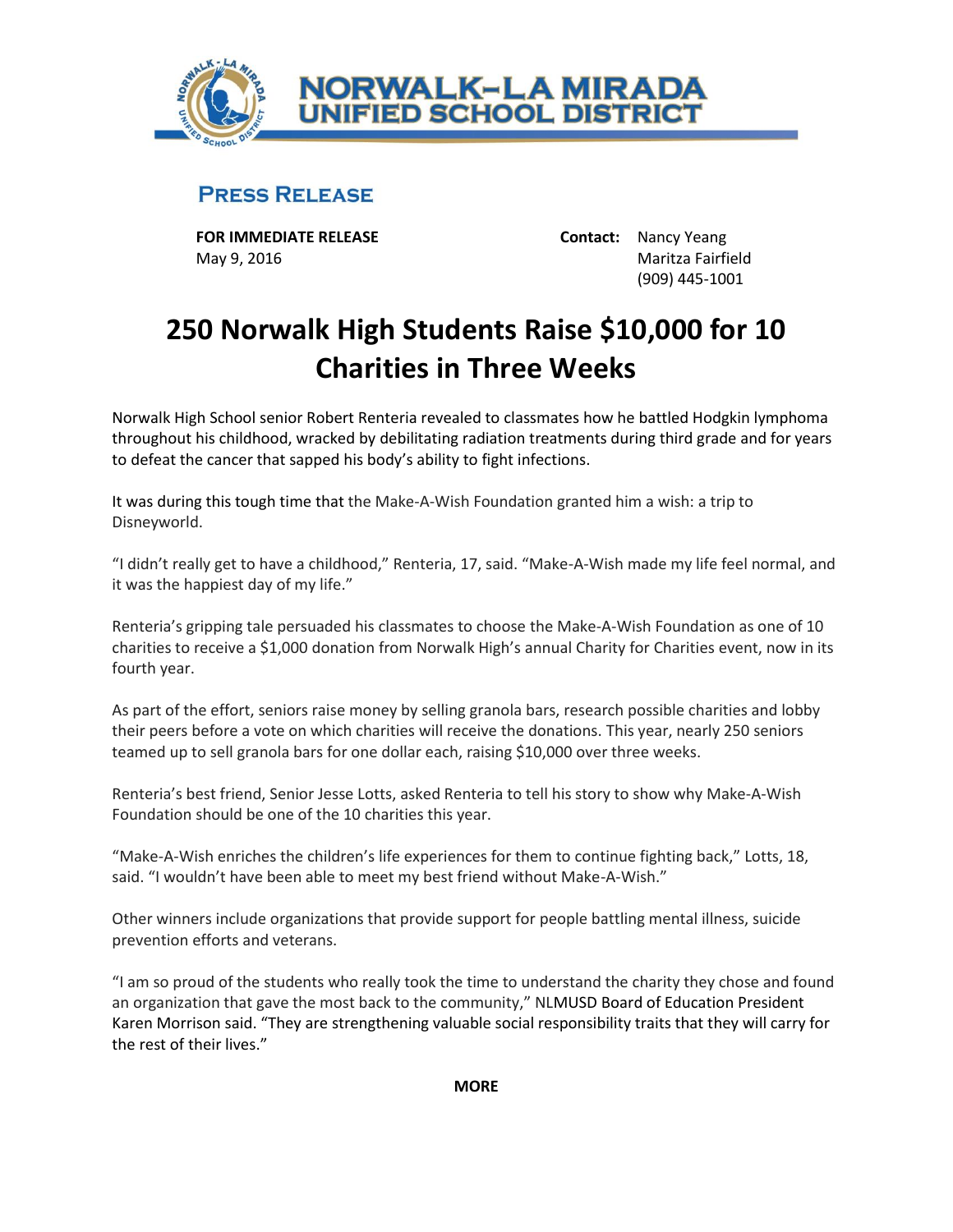**NORWALK–LA MIRADA UNIFIED SCHOOL DISTRICT**

**PRESS RELEASE**

**FOR IMMEDIATE RELEASE**
May 9, 2016

**Contact:** Nancy Yeang
Maritza Fairfield
(909) 445-1001

# 250 Norwalk High Students Raise $10,000 for 10 Charities in Three Weeks

Norwalk High School senior Robert Renteria revealed to classmates how he battled Hodgkin lymphoma throughout his childhood, wracked by debilitating radiation treatments during third grade and for years to defeat the cancer that sapped his body's ability to fight infections.

It was during this tough time that the Make-A-Wish Foundation granted him a wish: a trip to Disneyworld.

"I didn't really get to have a childhood," Renteria, 17, said. "Make-A-Wish made my life feel normal, and it was the happiest day of my life."

Renteria's gripping tale persuaded his classmates to choose the Make-A-Wish Foundation as one of 10 charities to receive a $1,000 donation from Norwalk High's annual Charity for Charities event, now in its fourth year.

As part of the effort, seniors raise money by selling granola bars, research possible charities and lobby their peers before a vote on which charities will receive the donations. This year, nearly 250 seniors teamed up to sell granola bars for one dollar each, raising $10,000 over three weeks.

Renteria's best friend, Senior Jesse Lotts, asked Renteria to tell his story to show why Make-A-Wish Foundation should be one of the 10 charities this year.

"Make-A-Wish enriches the children's life experiences for them to continue fighting back," Lotts, 18, said. "I wouldn't have been able to meet my best friend without Make-A-Wish."

Other winners include organizations that provide support for people battling mental illness, suicide prevention efforts and veterans.

"I am so proud of the students who really took the time to understand the charity they chose and found an organization that gave the most back to the community," NLMUSD Board of Education President Karen Morrison said. "They are strengthening valuable social responsibility traits that they will carry for the rest of their lives."

**MORE**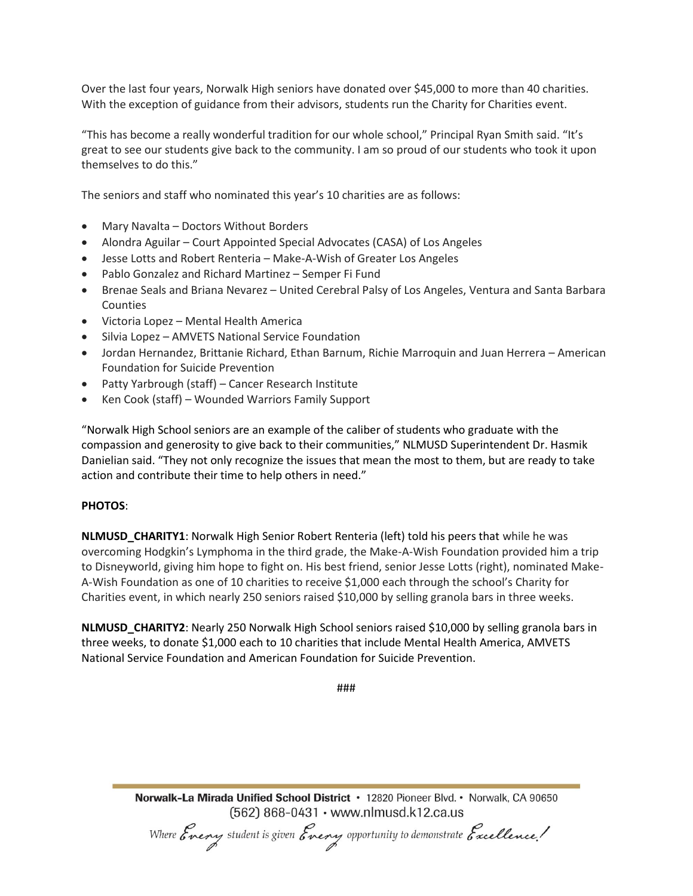Over the last four years, Norwalk High seniors have donated over $45,000 to more than 40 charities. With the exception of guidance from their advisors, students run the Charity for Charities event.

"This has become a really wonderful tradition for our whole school," Principal Ryan Smith said. "It's great to see our students give back to the community. I am so proud of our students who took it upon themselves to do this."

The seniors and staff who nominated this year's 10 charities are as follows:

- Mary Navalta – Doctors Without Borders
- Alondra Aguilar – Court Appointed Special Advocates (CASA) of Los Angeles
- Jesse Lotts and Robert Renteria – Make-A-Wish of Greater Los Angeles
- Pablo Gonzalez and Richard Martinez – Semper Fi Fund
- Brenae Seals and Briana Nevarez – United Cerebral Palsy of Los Angeles, Ventura and Santa Barbara Counties
- Victoria Lopez – Mental Health America
- Silvia Lopez – AMVETS National Service Foundation
- Jordan Hernandez, Brittanie Richard, Ethan Barnum, Richie Marroquin and Juan Herrera – American Foundation for Suicide Prevention
- Patty Yarbrough (staff) – Cancer Research Institute
- Ken Cook (staff) – Wounded Warriors Family Support

"Norwalk High School seniors are an example of the caliber of students who graduate with the compassion and generosity to give back to their communities," NLMUSD Superintendent Dr. Hasmik Danielian said. "They not only recognize the issues that mean the most to them, but are ready to take action and contribute their time to help others in need."

**PHOTOS**:

**NLMUSD_CHARITY1**: Norwalk High Senior Robert Renteria (left) told his peers that while he was overcoming Hodgkin's Lymphoma in the third grade, the Make-A-Wish Foundation provided him a trip to Disneyworld, giving him hope to fight on. His best friend, senior Jesse Lotts (right), nominated Make-A-Wish Foundation as one of 10 charities to receive $1,000 each through the school's Charity for Charities event, in which nearly 250 seniors raised $10,000 by selling granola bars in three weeks.

**NLMUSD_CHARITY2**: Nearly 250 Norwalk High School seniors raised $10,000 by selling granola bars in three weeks, to donate $1,000 each to 10 charities that include Mental Health America, AMVETS National Service Foundation and American Foundation for Suicide Prevention.

###